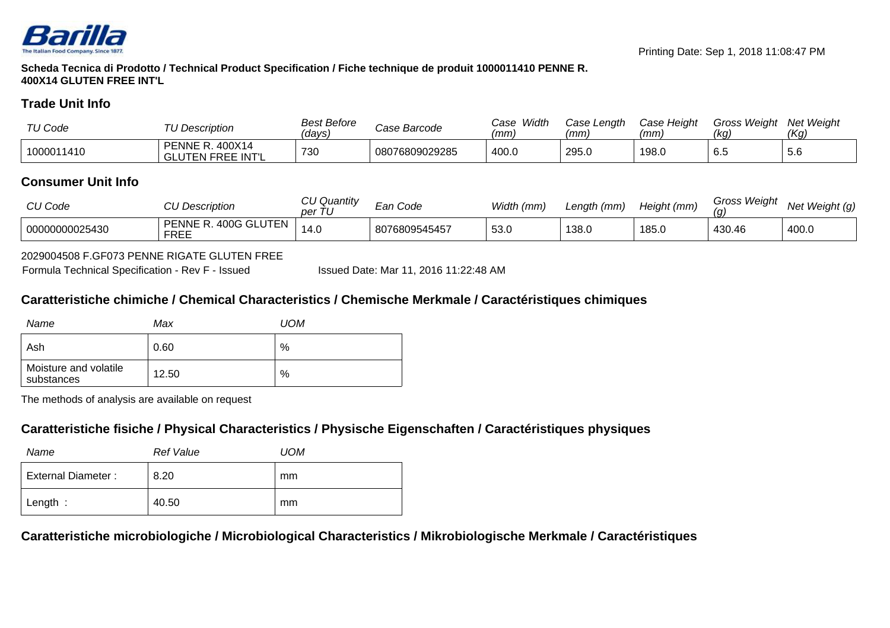Barilla
The Italian Food Company. Since 1877.

Printing Date: Sep 1, 2018 11:08:47 PM

**Scheda Tecnica di Prodotto / Technical Product Specification / Fiche technique de produit 1000011410 PENNE R. 400X14 GLUTEN FREE INT'L**

## Trade Unit Info

| TU Code | TU Description | Best Before (days) | Case Barcode | Case Width (mm) | Case Length (mm) | Case Height (mm) | Gross Weight (kg) | Net Weight (Kg) |
|---|---|---|---|---|---|---|---|---|
| 1000011410 | PENNE R. 400X14 GLUTEN FREE INT'L | 730 | 08076809029285 | 400.0 | 295.0 | 198.0 | 6.5 | 5.6 |

## Consumer Unit Info

| CU Code | CU Description | CU Quantity per TU | Ean Code | Width (mm) | Length (mm) | Height (mm) | Gross Weight (g) | Net Weight (g) |
|---|---|---|---|---|---|---|---|---|
| 00000000025430 | PENNE R. 400G GLUTEN FREE | 14.0 | 8076809545457 | 53.0 | 138.0 | 185.0 | 430.46 | 400.0 |

2029004508 F.GF073 PENNE RIGATE GLUTEN FREE

Formula Technical Specification - Rev F - Issued    Issued Date: Mar 11, 2016 11:22:48 AM

## Caratteristiche chimiche / Chemical Characteristics / Chemische Merkmale / Caractéristiques chimiques

| Name | Max | UOM |
|---|---|---|
| Ash | 0.60 | % |
| Moisture and volatile substances | 12.50 | % |

The methods of analysis are available on request

## Caratteristiche fisiche / Physical Characteristics / Physische Eigenschaften / Caractéristiques physiques

| Name | Ref Value | UOM |
|---|---|---|
| External Diameter : | 8.20 | mm |
| Length : | 40.50 | mm |

## Caratteristiche microbiologiche / Microbiological Characteristics / Mikrobiologische Merkmale / Caractéristiques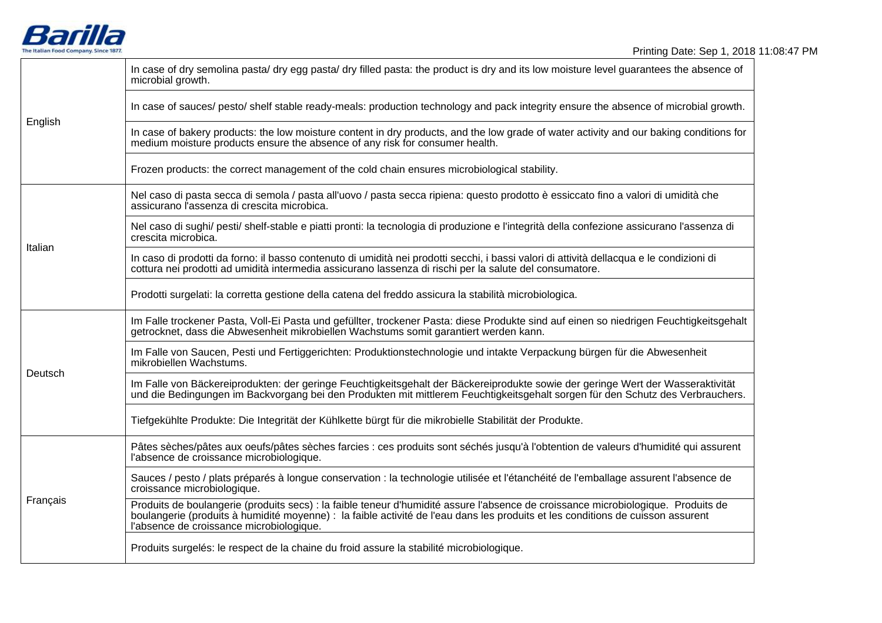| | |
|---|---|
| English | In case of dry semolina pasta/ dry egg pasta/ dry filled pasta: the product is dry and its low moisture level guarantees the absence of microbial growth. |
| | In case of sauces/ pesto/ shelf stable ready-meals: production technology and pack integrity ensure the absence of microbial growth. |
| | In case of bakery products: the low moisture content in dry products, and the low grade of water activity and our baking conditions for medium moisture products ensure the absence of any risk for consumer health. |
| | Frozen products: the correct management of the cold chain ensures microbiological stability. |
| Italian | Nel caso di pasta secca di semola / pasta all'uovo / pasta secca ripiena: questo prodotto è essiccato fino a valori di umidità che assicurano l'assenza di crescita microbica. |
| | Nel caso di sughi/ pesti/ shelf-stable e piatti pronti: la tecnologia di produzione e l'integrità della confezione assicurano l'assenza di crescita microbica. |
| | In caso di prodotti da forno: il basso contenuto di umidità nei prodotti secchi, i bassi valori di attività dellacqua e le condizioni di cottura nei prodotti ad umidità intermedia assicurano lassenza di rischi per la salute del consumatore. |
| | Prodotti surgelati: la corretta gestione della catena del freddo assicura la stabilità microbiologica. |
| Deutsch | Im Falle trockener Pasta, Voll-Ei Pasta und gefüllter, trockener Pasta: diese Produkte sind auf einen so niedrigen Feuchtigkeitsgehalt getrocknet, dass die Abwesenheit mikrobiellen Wachstums somit garantiert werden kann. |
| | Im Falle von Saucen, Pesti und Fertiggerichten: Produktionstechnologie und intakte Verpackung bürgen für die Abwesenheit mikrobiellen Wachstums. |
| | Im Falle von Bäckereiprodukten: der geringe Feuchtigkeitsgehalt der Bäckereiprodukte sowie der geringe Wert der Wasseraktivität und die Bedingungen im Backvorgang bei den Produkten mit mittlerem Feuchtigkeitsgehalt sorgen für den Schutz des Verbrauchers. |
| | Tiefgekühlte Produkte: Die Integrität der Kühlkette bürgt für die mikrobielle Stabilität der Produkte. |
| Français | Pâtes sèches/pâtes aux oeufs/pâtes sèches farcies : ces produits sont séchés jusqu'à l'obtention de valeurs d'humidité qui assurent l'absence de croissance microbiologique. |
| | Sauces / pesto / plats préparés à longue conservation : la technologie utilisée et l'étanchéité de l'emballage assurent l'absence de croissance microbiologique. |
| | Produits de boulangerie (produits secs) : la faible teneur d'humidité assure l'absence de croissance microbiologique. Produits de boulangerie (produits à humidité moyenne) : la faible activité de l'eau dans les produits et les conditions de cuisson assurent l'absence de croissance microbiologique. |
| | Produits surgelés: le respect de la chaine du froid assure la stabilité microbiologique. |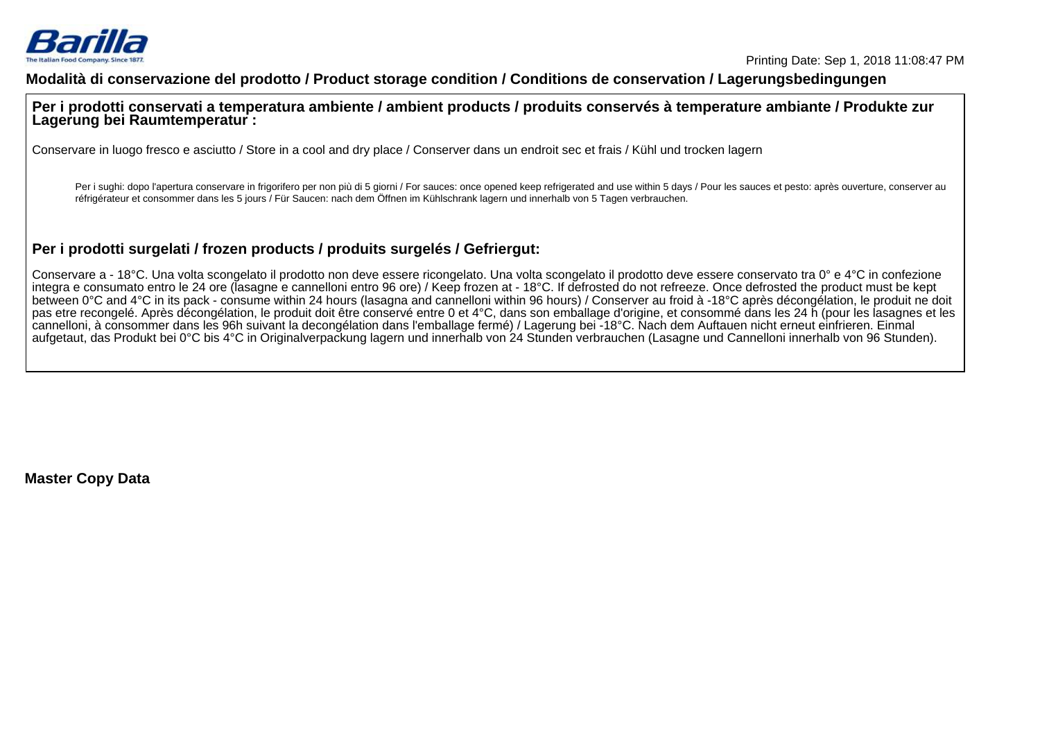## Modalità di conservazione del prodotto / Product storage condition / Conditions de conservation / Lagerungsbedingungen

### Per i prodotti conservati a temperatura ambiente / ambient products / produits conservés à temperature ambiante / Produkte zur Lagerung bei Raumtemperatur :

Conservare in luogo fresco e asciutto / Store in a cool and dry place / Conserver dans un endroit sec et frais / Kühl und trocken lagern

Per i sughi: dopo l'apertura conservare in frigorifero per non più di 5 giorni / For sauces: once opened keep refrigerated and use within 5 days / Pour les sauces et pesto: après ouverture, conserver au réfrigérateur et consommer dans les 5 jours / Für Saucen: nach dem Öffnen im Kühlschrank lagern und innerhalb von 5 Tagen verbrauchen.

### Per i prodotti surgelati / frozen products / produits surgelés / Gefriergut:

Conservare a - 18°C. Una volta scongelato il prodotto non deve essere ricongelato. Una volta scongelato il prodotto deve essere conservato tra 0° e 4°C in confezione integra e consumato entro le 24 ore (lasagne e cannelloni entro 96 ore) / Keep frozen at - 18°C. If defrosted do not refreeze. Once defrosted the product must be kept between 0°C and 4°C in its pack - consume within 24 hours (lasagna and cannelloni within 96 hours) / Conserver au froid à -18°C après décongélation, le produit ne doit pas etre recongelé. Après décongélation, le produit doit être conservé entre 0 et 4°C, dans son emballage d'origine, et consommé dans les 24 h (pour les lasagnes et les cannelloni, à consommer dans les 96h suivant la decongélation dans l'emballage fermé) / Lagerung bei -18°C. Nach dem Auftauen nicht erneut einfrieren. Einmal aufgetaut, das Produkt bei 0°C bis 4°C in Originalverpackung lagern und innerhalb von 24 Stunden verbrauchen (Lasagne und Cannelloni innerhalb von 96 Stunden).

**Master Copy Data**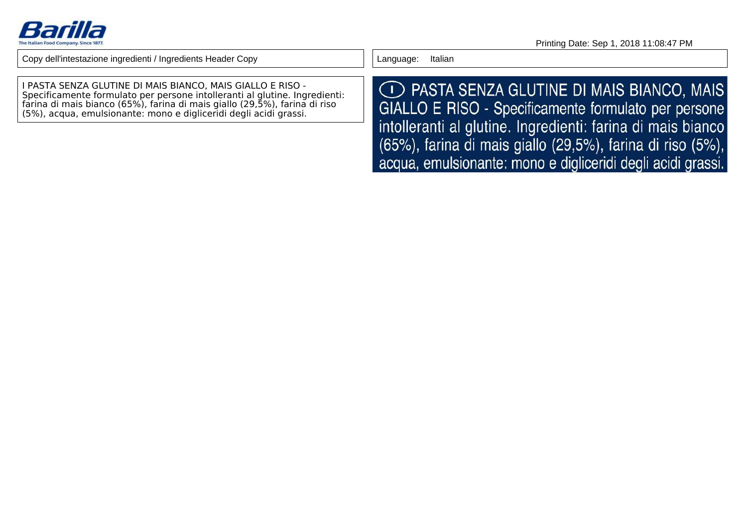Printing Date: Sep 1, 2018 11:08:47 PM

| Copy dell'intestazione ingredienti / Ingredients Header Copy | Language: Italian |
| --- | --- |
| I PASTA SENZA GLUTINE DI MAIS BIANCO, MAIS GIALLO E RISO - Specificamente formulato per persone intolleranti al glutine. Ingredienti: farina di mais bianco (65%), farina di mais giallo (29,5%), farina di riso (5%), acqua, emulsionante: mono e digliceridi degli acidi grassi. | (I) PASTA SENZA GLUTINE DI MAIS BIANCO, MAIS GIALLO E RISO - Specificamente formulato per persone intolleranti al glutine. Ingredienti: farina di mais bianco (65%), farina di mais giallo (29,5%), farina di riso (5%), acqua, emulsionante: mono e digliceridi degli acidi grassi. |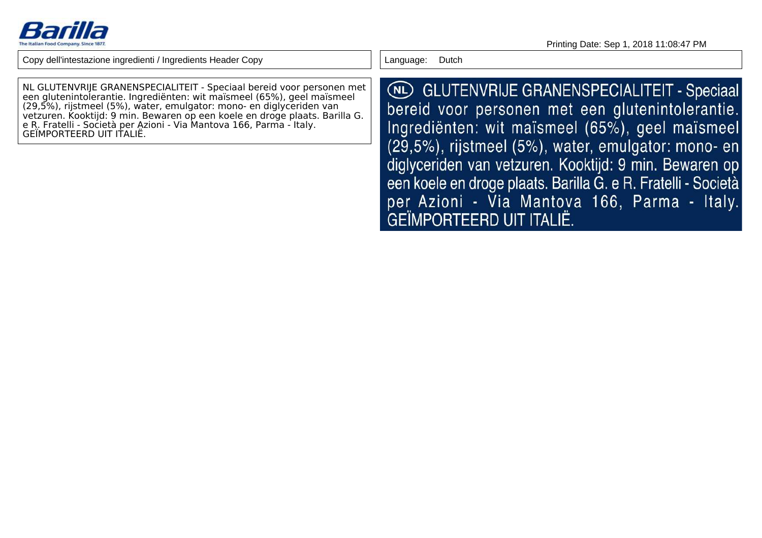Printing Date: Sep 1, 2018 11:08:47 PM

| Copy dell'intestazione ingredienti / Ingredients Header Copy | Language: Dutch |
| --- | --- |

NL GLUTENVRIJE GRANENSPECIALITEIT - Speciaal bereid voor personen met een glutenintolerantie. Ingrediënten: wit maïsmeel (65%), geel maïsmeel (29,5%), rijstmeel (5%), water, emulgator: mono- en diglyceriden van vetzuren. Kooktijd: 9 min. Bewaren op een koele en droge plaats. Barilla G. e R. Fratelli - Società per Azioni - Via Mantova 166, Parma - Italy. GEÏMPORTEERD UIT ITALIË.

(NL) GLUTENVRIJE GRANENSPECIALITEIT - Speciaal bereid voor personen met een glutenintolerantie. Ingrediënten: wit maïsmeel (65%), geel maïsmeel (29,5%), rijstmeel (5%), water, emulgator: mono- en diglyceriden van vetzuren. Kooktijd: 9 min. Bewaren op een koele en droge plaats. Barilla G. e R. Fratelli - Società per Azioni - Via Mantova 166, Parma - Italy. GEÏMPORTEERD UIT ITALIË.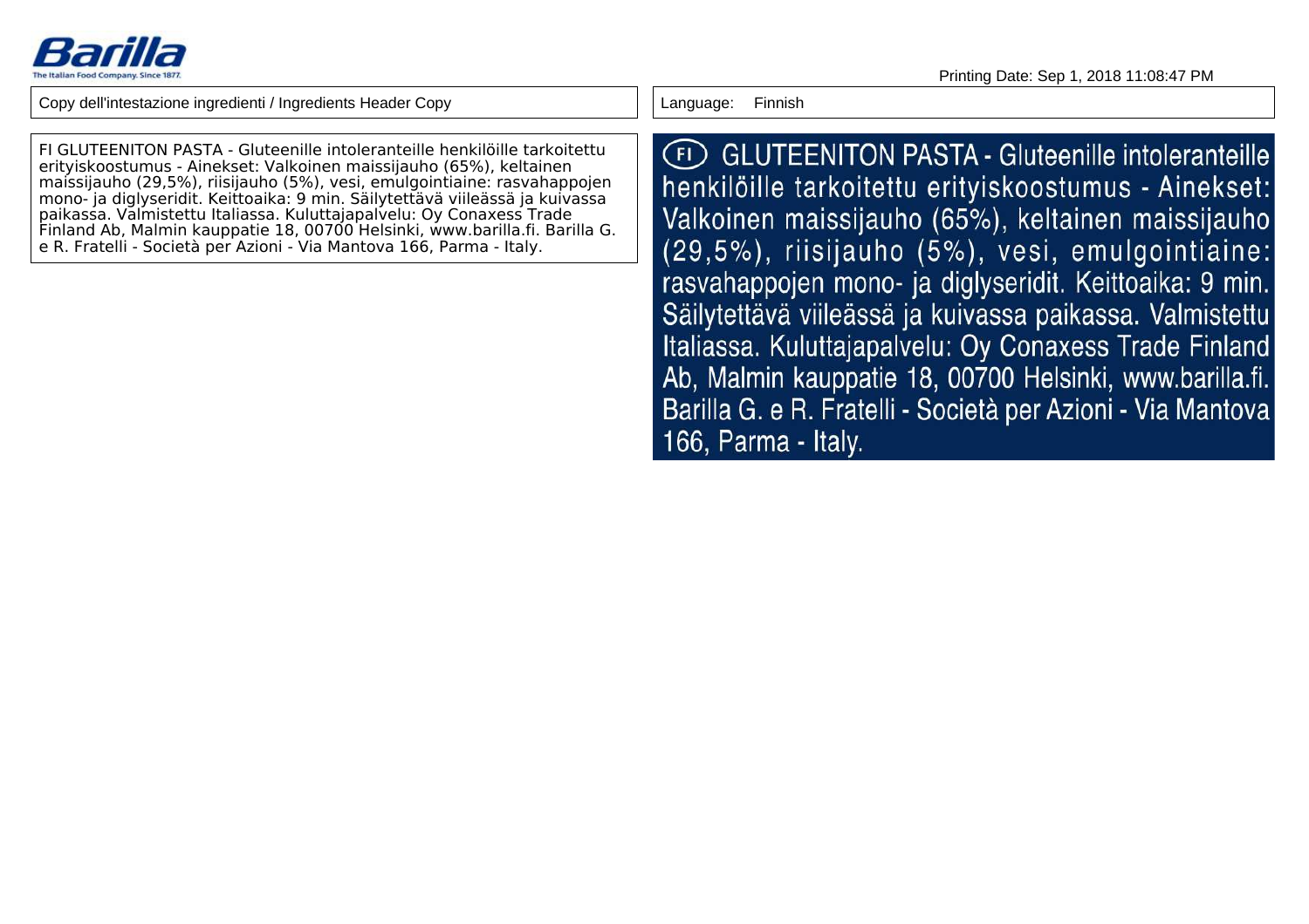Barilla
The Italian Food Company. Since 1877.

Printing Date: Sep 1, 2018 11:08:47 PM

| Copy dell'intestazione ingredienti / Ingredients Header Copy | Language: Finnish |
| --- | --- |
| FI GLUTEENITON PASTA - Gluteenille intoleranteille henkilöille tarkoitettu erityiskoostumus - Ainekset: Valkoinen maissijauho (65%), keltainen maissijauho (29,5%), riisijauho (5%), vesi, emulgointiaine: rasvahappojen mono- ja diglyseridit. Keittoaika: 9 min. Säilytettävä viileässä ja kuivassa paikassa. Valmistettu Italiassa. Kuluttajapalvelu: Oy Conaxess Trade Finland Ab, Malmin kauppatie 18, 00700 Helsinki, www.barilla.fi. Barilla G. e R. Fratelli - Società per Azioni - Via Mantova 166, Parma - Italy. | (FI) GLUTEENITON PASTA - Gluteenille intoleranteille henkilöille tarkoitettu erityiskoostumus - Ainekset: Valkoinen maissijauho (65%), keltainen maissijauho (29,5%), riisijauho (5%), vesi, emulgointiaine: rasvahappojen mono- ja diglyseridit. Keittoaika: 9 min. Säilytettävä viileässä ja kuivassa paikassa. Valmistettu Italiassa. Kuluttajapalvelu: Oy Conaxess Trade Finland Ab, Malmin kauppatie 18, 00700 Helsinki, www.barilla.fi. Barilla G. e R. Fratelli - Società per Azioni - Via Mantova 166, Parma - Italy. |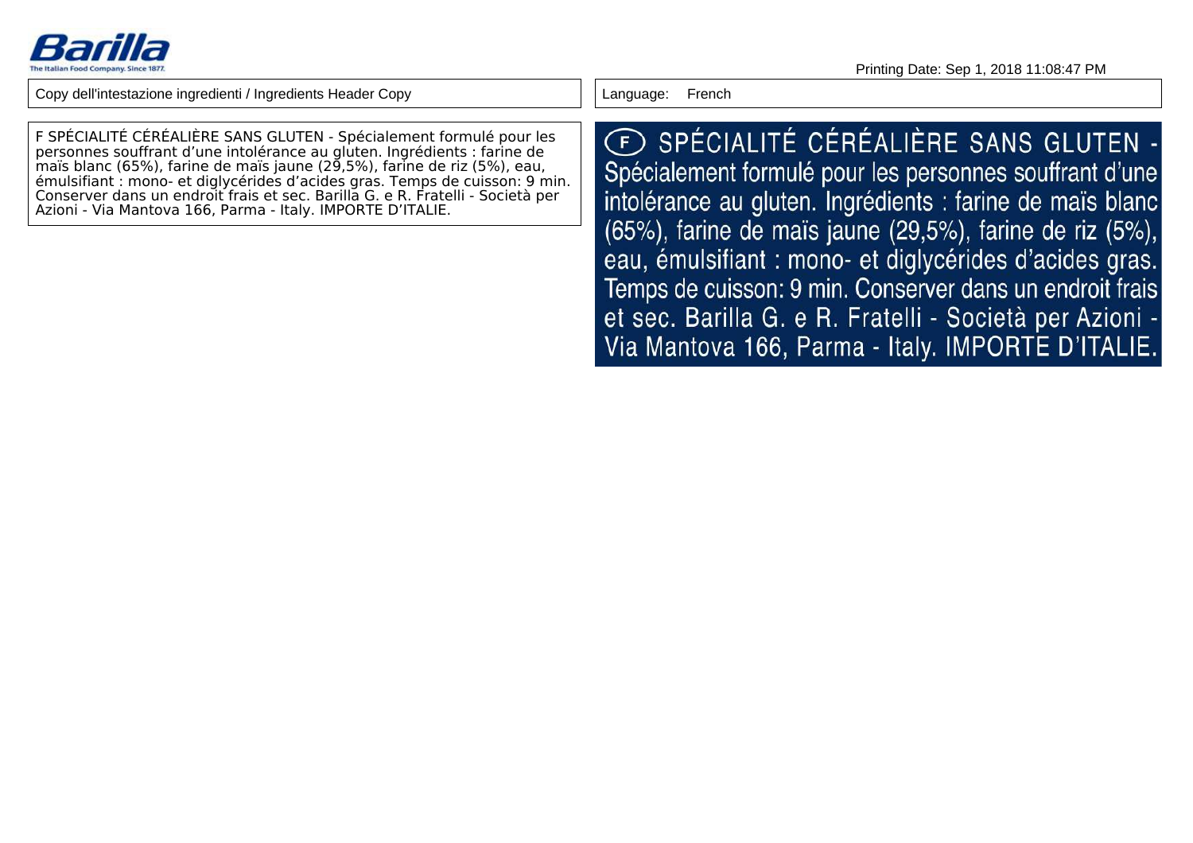Barilla

The Italian Food Company. Since 1877.

Printing Date: Sep 1, 2018 11:08:47 PM

| Copy dell'intestazione ingredienti / Ingredients Header Copy | Language: French |
| --- | --- |
| F SPÉCIALITÉ CÉRÉALIÈRE SANS GLUTEN - Spécialement formulé pour les personnes souffrant d'une intolérance au gluten. Ingrédients : farine de maïs blanc (65%), farine de maïs jaune (29,5%), farine de riz (5%), eau, émulsifiant : mono- et diglycérides d'acides gras. Temps de cuisson: 9 min. Conserver dans un endroit frais et sec. Barilla G. e R. Fratelli - Società per Azioni - Via Mantova 166, Parma - Italy. IMPORTE D'ITALIE. | (F) SPÉCIALITÉ CÉRÉALIÈRE SANS GLUTEN - Spécialement formulé pour les personnes souffrant d'une intolérance au gluten. Ingrédients : farine de maïs blanc (65%), farine de maïs jaune (29,5%), farine de riz (5%), eau, émulsifiant : mono- et diglycérides d'acides gras. Temps de cuisson: 9 min. Conserver dans un endroit frais et sec. Barilla G. e R. Fratelli - Società per Azioni - Via Mantova 166, Parma - Italy. IMPORTE D'ITALIE. |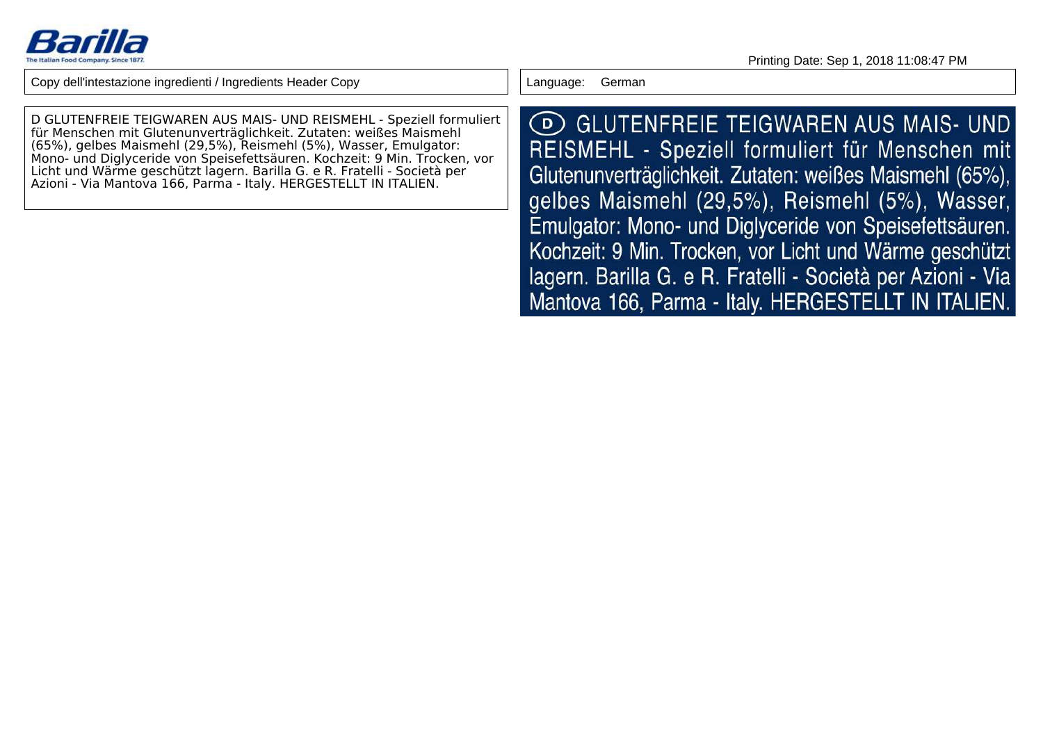Barilla
The Italian Food Company. Since 1877.

Printing Date: Sep 1, 2018 11:08:47 PM

| Copy dell'intestazione ingredienti / Ingredients Header Copy | Language: German |
|---|---|

D GLUTENFREIE TEIGWAREN AUS MAIS- UND REISMEHL - Speziell formuliert für Menschen mit Glutenunverträglichkeit. Zutaten: weißes Maismehl (65%), gelbes Maismehl (29,5%), Reismehl (5%), Wasser, Emulgator: Mono- und Diglyceride von Speisefettsäuren. Kochzeit: 9 Min. Trocken, vor Licht und Wärme geschützt lagern. Barilla G. e R. Fratelli - Società per Azioni - Via Mantova 166, Parma - Italy. HERGESTELLT IN ITALIEN.

(D) GLUTENFREIE TEIGWAREN AUS MAIS- UND REISMEHL - Speziell formuliert für Menschen mit Glutenunverträglichkeit. Zutaten: weißes Maismehl (65%), gelbes Maismehl (29,5%), Reismehl (5%), Wasser, Emulgator: Mono- und Diglyceride von Speisefettsäuren. Kochzeit: 9 Min. Trocken, vor Licht und Wärme geschützt lagern. Barilla G. e R. Fratelli - Società per Azioni - Via Mantova 166, Parma - Italy. HERGESTELLT IN ITALIEN.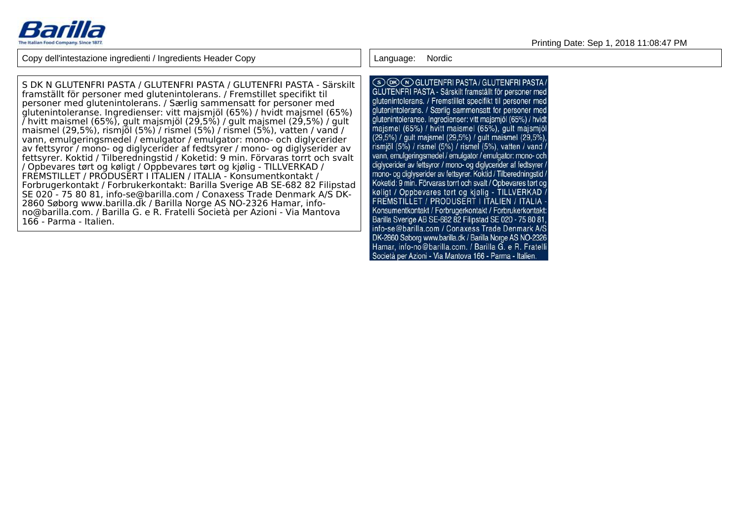Printing Date: Sep 1, 2018 11:08:47 PM

| Copy dell'intestazione ingredienti / Ingredients Header Copy | Language: Nordic |
| --- | --- |

S DK N GLUTENFRI PASTA / GLUTENFRI PASTA / GLUTENFRI PASTA - Särskilt framställt för personer med glutenintolerans. / Fremstillet specifikt til personer med glutenintolerans. / Særlig sammensatt for personer med glutenintoleranse. Ingredienser: vitt majsmjöl (65%) / hvidt majsmel (65%) / hvitt maismel (65%), gult majsmjöl (29,5%) / gult majsmel (29,5%) / gult maismel (29,5%), rismjöl (5%) / rismel (5%) / rismel (5%), vatten / vand / vann, emulgeringsmedel / emulgator / emulgator: mono- och diglycerider av fettsyror / mono- og diglycerider af fedtsyrer / mono- og diglyserider av fettsyrer. Koktid / Tilberedningstid / Koketid: 9 min. Förvaras torrt och svalt / Opbevares tørt og køligt / Oppbevares tørt og kjølig - TILLVERKAD / FREMSTILLET / PRODUSERT I ITALIEN / ITALIA - Konsumentkontakt / Forbrugerkontakt / Forbrukerkontakt: Barilla Sverige AB SE-682 82 Filipstad SE 020 - 75 80 81, info-se@barilla.com / Conaxess Trade Denmark A/S DK-2860 Søborg www.barilla.dk / Barilla Norge AS NO-2326 Hamar, info-no@barilla.com. / Barilla G. e R. Fratelli Società per Azioni - Via Mantova 166 - Parma - Italien.

S DK N GLUTENFRI PASTA / GLUTENFRI PASTA / GLUTENFRI PASTA - Särskilt framställt för personer med glutenintolerans. / Fremstillet specifikt til personer med glutenintolerans. / Særlig sammensatt for personer med glutenintoleranse. Ingredienser: vitt majsmjöl (65%) / hvidt majsmel (65%) / hvitt maismel (65%), gult majsmjöl (29,5%) / gult majsmel (29,5%) / gult maismel (29,5%), rismjöl (5%) / rismel (5%) / rismel (5%), vatten / vand / vann, emulgeringsmedel / emulgator / emulgator: mono- och diglycerider av fettsyror / mono- og diglycerider af fedtsyrer / mono- og diglyserider av fettsyrer. Koktid / Tilberedningstid / Koketid: 9 min. Förvaras torrt och svalt / Opbevares tørt og køligt / Oppbevares tørt og kjølig - TILLVERKAD / FREMSTILLET / PRODUSERT I ITALIEN / ITALIA - Konsumentkontakt / Forbrugerkontakt / Forbrukerkontakt: Barilla Sverige AB SE-682 82 Filipstad SE 020 - 75 80 81, info-se@barilla.com / Conaxess Trade Denmark A/S DK-2860 Søborg www.barilla.dk / Barilla Norge AS NO-2326 Hamar, info-no@barilla.com. / Barilla G. e R. Fratelli Società per Azioni - Via Mantova 166 - Parma - Italien.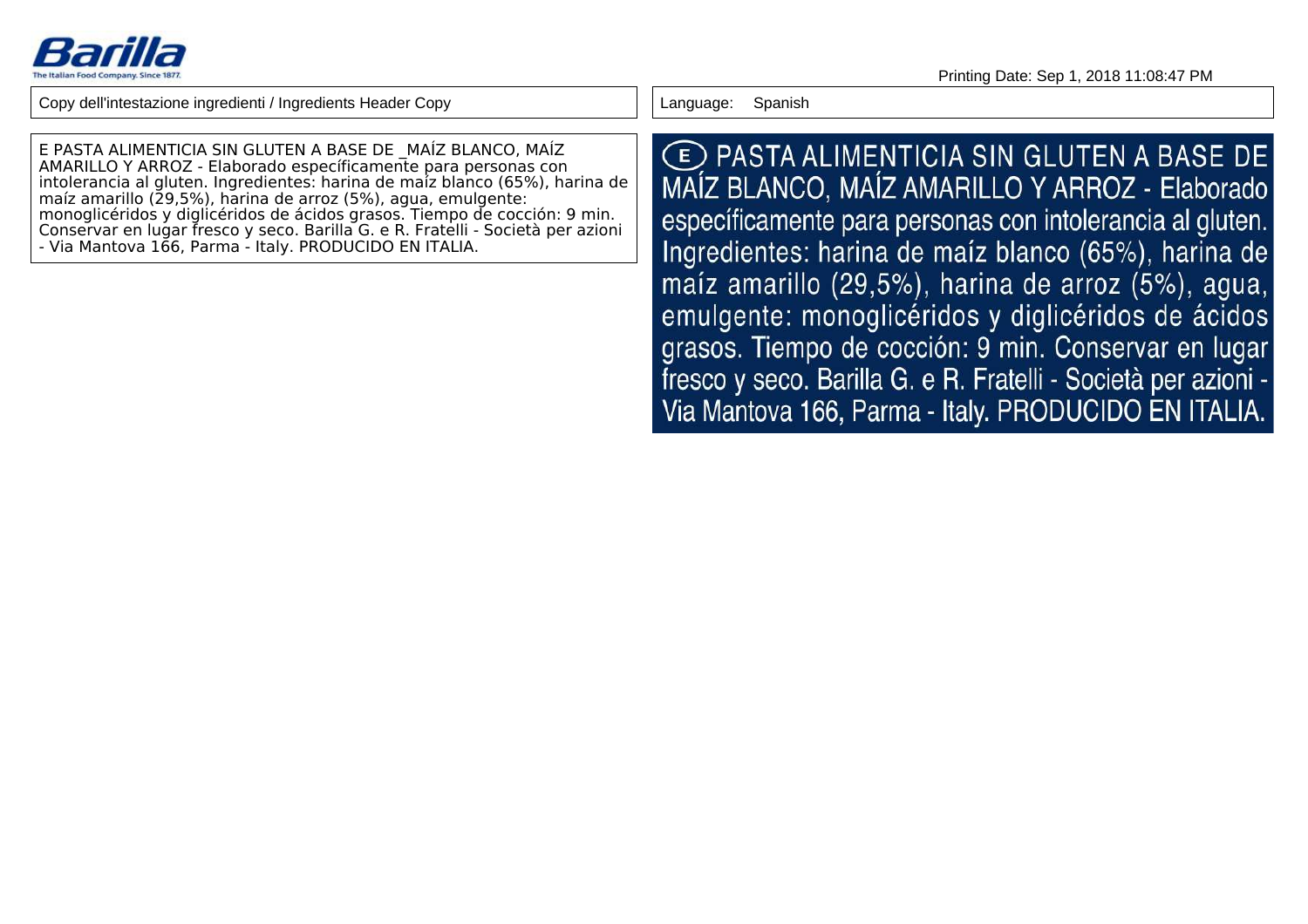Copy dell'intestazione ingredienti / Ingredients Header Copy

Language: Spanish

E PASTA ALIMENTICIA SIN GLUTEN A BASE DE _MAÍZ BLANCO, MAÍZ AMARILLO Y ARROZ - Elaborado específicamente para personas con intolerancia al gluten. Ingredientes: harina de maíz blanco (65%), harina de maíz amarillo (29,5%), harina de arroz (5%), agua, emulgente: monoglicéridos y diglicéridos de ácidos grasos. Tiempo de cocción: 9 min. Conservar en lugar fresco y seco. Barilla G. e R. Fratelli - Società per azioni - Via Mantova 166, Parma - Italy. PRODUCIDO EN ITALIA.

(E) PASTA ALIMENTICIA SIN GLUTEN A BASE DE MAÍZ BLANCO, MAÍZ AMARILLO Y ARROZ - Elaborado específicamente para personas con intolerancia al gluten. Ingredientes: harina de maíz blanco (65%), harina de maíz amarillo (29,5%), harina de arroz (5%), agua, emulgente: monoglicéridos y diglicéridos de ácidos grasos. Tiempo de cocción: 9 min. Conservar en lugar fresco y seco. Barilla G. e R. Fratelli - Società per azioni - Via Mantova 166, Parma - Italy. PRODUCIDO EN ITALIA.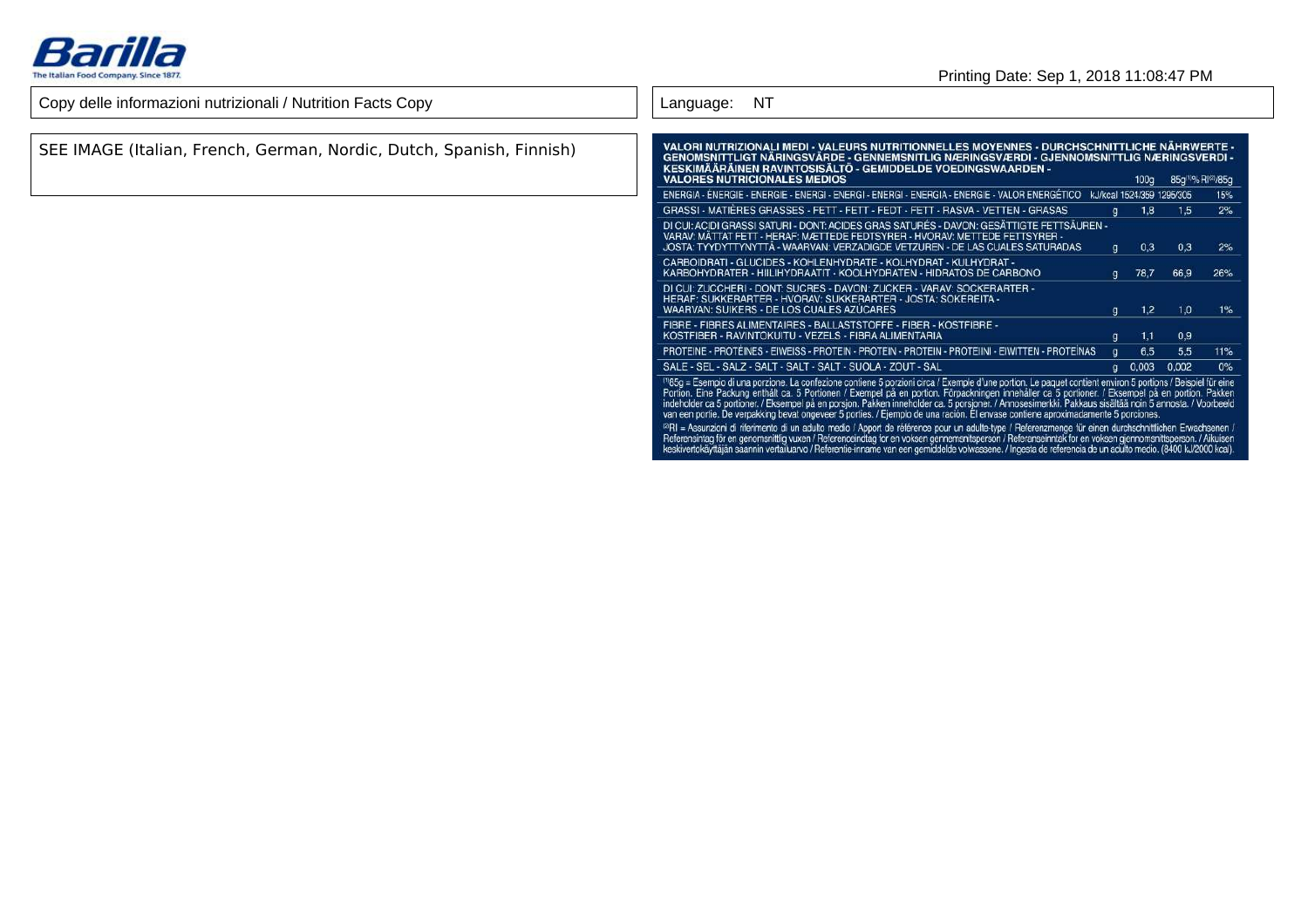Printing Date: Sep 1, 2018 11:08:47 PM

| Copy delle informazioni nutrizionali / Nutrition Facts Copy | Language: NT |
| --- | --- |

SEE IMAGE (Italian, French, German, Nordic, Dutch, Spanish, Finnish)

| VALORI NUTRIZIONALI MEDI - VALEURS NUTRITIONNELLES MOYENNES - DURCHSCHNITTLICHE NÄHRWERTE - GENOMSNITTLIGT NÄRINGSVÄRDE - GENNEMSNITLIG NÆRINGSVÆRDI - GJENNOMSNITTLIG NÆRINGSVERDI - KESKIMÄÄRÄINEN RAVINTOSISÄLTÖ - GEMIDDELDE VOEDINGSWAARDEN - VALORES NUTRICIONALES MEDIOS | | 100g | 85g[1] | % RI[2]/85g |
| --- | --- | --- | --- | --- |
| ENERGIA - ÉNERGIE - ENERGIE - ENERGI - ENERGI - ENERGI - ENERGIA - ENERGIE - VALOR ENERGÉTICO | kJ/kcal | 1524/359 | 1295/305 | 15% |
| GRASSI - MATIÈRES GRASSES - FETT - FETT - FEDT - FETT - RASVA - VETTEN - GRASAS | g | 1,8 | 1,5 | 2% |
| DI CUI: ACIDI GRASSI SATURI - DONT: ACIDES GRAS SATURÉS - DAVON: GESÄTTIGTE FETTSÄUREN - VARAV: MÄTTAT FETT - HERAF: MÆTTEDE FEDTSYRER - HVORAV: METTEDE FETTSYRER - JOSTA: TYYDYTTYNYTTÄ - WAARVAN: VERZADIGDE VETZUREN - DE LAS CUALES SATURADAS | g | 0,3 | 0,3 | 2% |
| CARBOIDRATI - GLUCIDES - KOHLENHYDRATE - KOLHYDRAT - KULHYDRAT - KARBOHYDRATER - HIILIHYDRAATIT - KOOLHYDRATEN - HIDRATOS DE CARBONO | g | 78,7 | 66,9 | 26% |
| DI CUI: ZUCCHERI - DONT: SUCRES - DAVON: ZUCKER - VARAV: SOCKERARTER - HERAF: SUKKERARTER - HVORAV: SUKKERARTER - JOSTA: SOKEREITA - WAARVAN: SUIKERS - DE LOS CUALES AZÚCARES | g | 1,2 | 1,0 | 1% |
| FIBRE - FIBRES ALIMENTAIRES - BALLASTSTOFFE - FIBER - KOSTFIBRE - KOSTFIBER - RAVINTOKUITU - VEZELS - FIBRA ALIMENTARIA | g | 1,1 | 0,9 | |
| PROTEINE - PROTÉINES - EIWEISS - PROTEIN - PROTEIN - PROTEIN - PROTEIINI - EIWITTEN - PROTEÍNAS | g | 6,5 | 5,5 | 11% |
| SALE - SEL - SALZ - SALT - SALT - SALT - SUOLA - ZOUT - SAL | g | 0,003 | 0,002 | 0% |

[1]85g = Esempio di una porzione. La confezione contiene 5 porzioni circa / Exemple d'une portion. Le paquet contient environ 5 portions / Beispiel für eine Portion. Eine Packung enthält ca. 5 Portionen / Exempel på en portion. Förpackningen innehåller ca 5 portioner. / Eksempel på en portion. Pakken indeholder ca 5 portioner. / Eksempel på en porsjon. Pakken inneholder ca. 5 porsjoner. / Annosesimerkki. Pakkaus sisältää noin 5 annosta. / Voorbeeld van een portie. De verpakking bevat ongeveer 5 porties. / Ejemplo de una ración. El envase contiene aproximadamente 5 porciones.

[2]RI = Assunzioni di riferimento di un adulto medio / Apport de référence pour un adulte-type / Referenzmenge für einen durchschnittlichen Erwachsenen / Referensintag för en genomsnittlig vuxen / Referenceindtag for en voksen gennemsnitsperson / Referanseinntak for en voksen gjennomsnittsperson. / Aikuisen keskivertokäyttäjän saannin vertailuarvo / Referentie-inname van een gemiddelde volwassene. / Ingesta de referencia de un adulto medio. (8400 kJ/2000 kcal).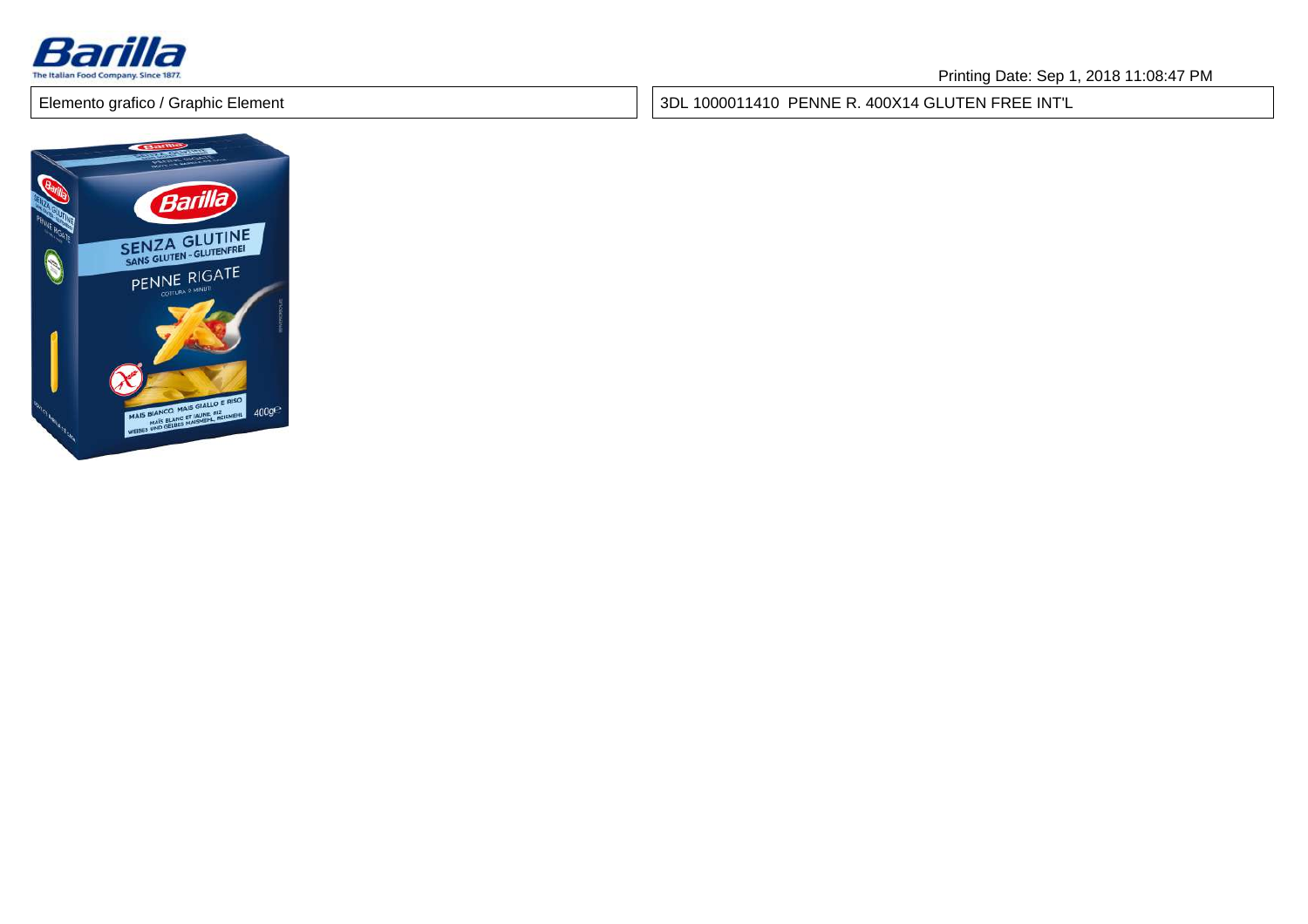Printing Date: Sep 1, 2018 11:08:47 PM

| Elemento grafico / Graphic Element | 3DL 1000011410 PENNE R. 400X14 GLUTEN FREE INT'L |
|---|---|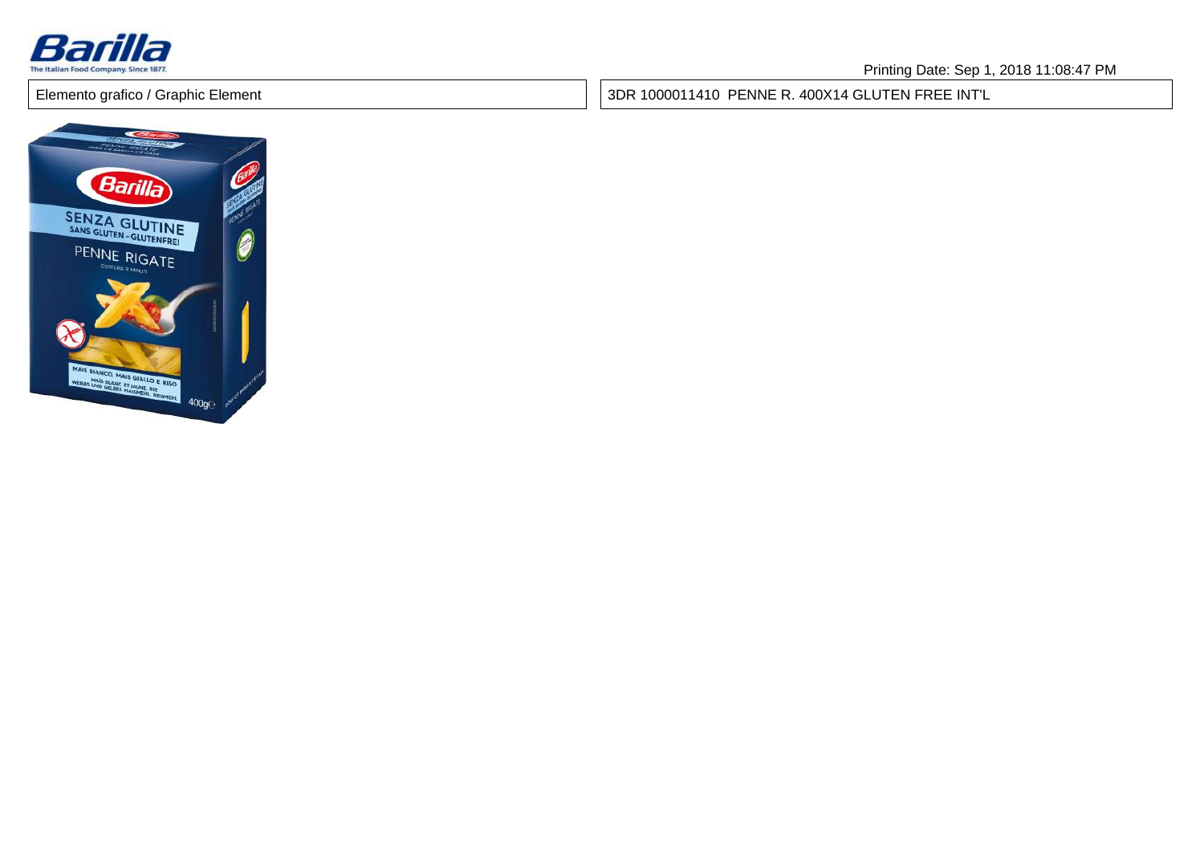Elemento grafico / Graphic Element

3DR 1000011410 PENNE R. 400X14 GLUTEN FREE INT'L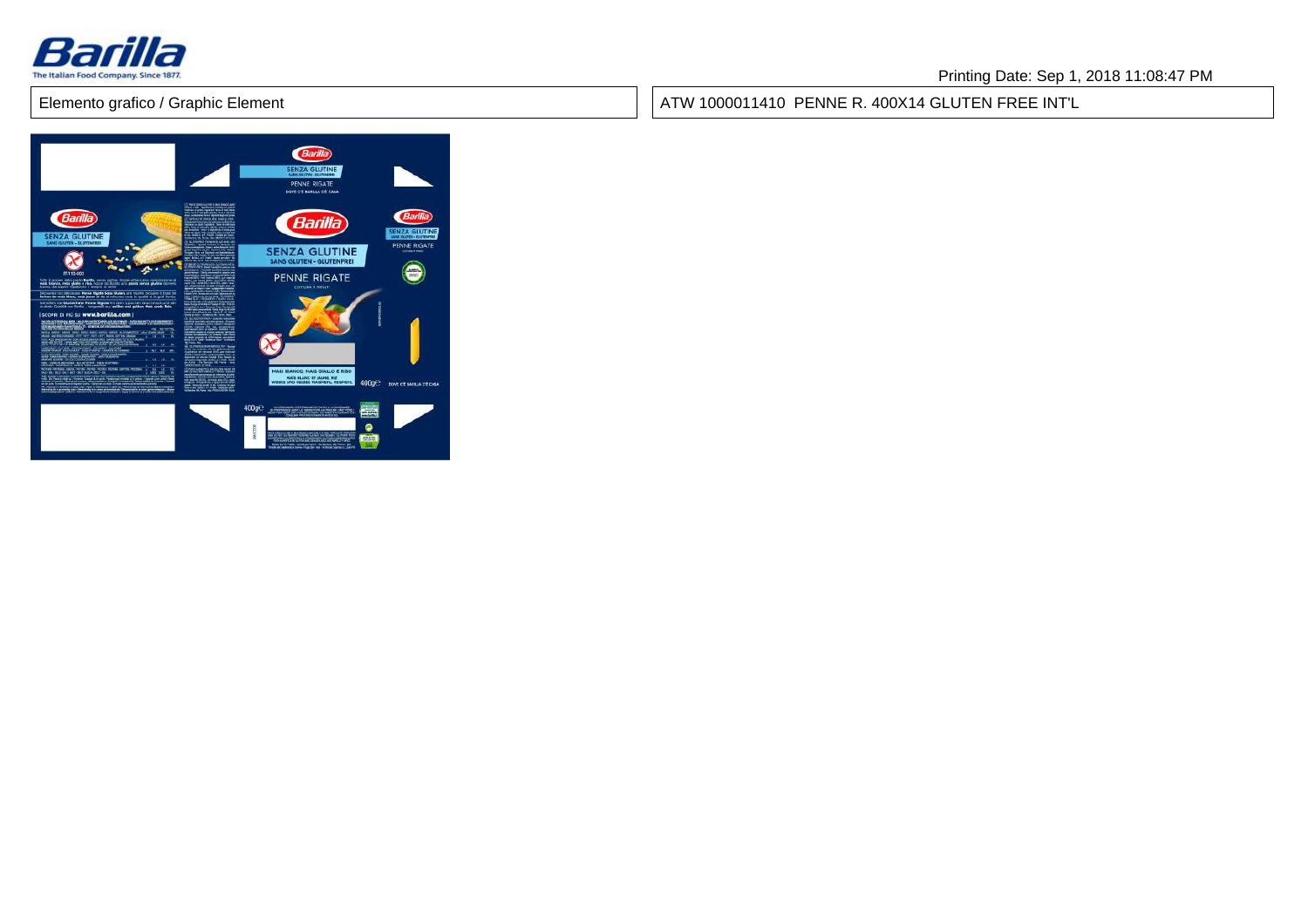Printing Date: Sep 1, 2018 11:08:47 PM

Elemento grafico / Graphic Element

ATW 1000011410 PENNE R. 400X14 GLUTEN FREE INT'L

Barilla

SENZA GLUTINE

SANS GLUTEN - GLUTENFREI

PENNE RIGATE

DOVE C'È BARILLA C'È CASA

MAIS BIANCO, MAIS GIALLO E RISO

MAÏS BLANC ET JAUNE, RIZ

WEISSER UND GELBER MAIS, REIS

400g℮

SCOPRI DI PIÙ SU www.barilla.com

IT-112-001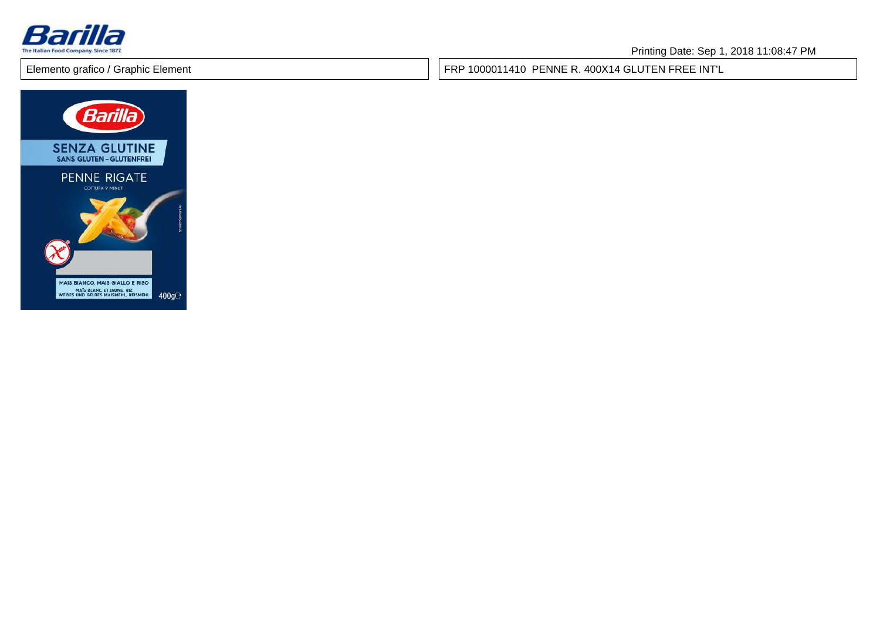Printing Date: Sep 1, 2018 11:08:47 PM

| Elemento grafico / Graphic Element | FRP 1000011410 PENNE R. 400X14 GLUTEN FREE INT'L |
|---|---|

Barilla

SENZA GLUTINE
SANS GLUTEN - GLUTENFREI

PENNE RIGATE
COTTURA 9 MINUTI

MAIS BIANCO, MAIS GIALLO E RISO
MAÏS BLANC ET JAUNE, RIZ
WEISSES UND GELBES MAISMEHL, REISMEHL

400g℮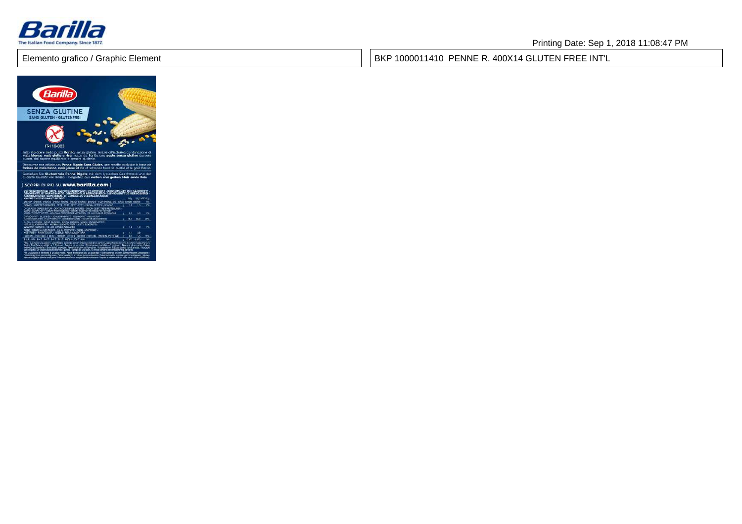Elemento grafico / Graphic Element

BKP 1000011410 PENNE R. 400X14 GLUTEN FREE INT'L

Barilla

SENZA GLUTINE

SANS GLUTEN · GLUTENFREI

IT-110-003

Tutto il piacere della pasta **Barilla**, senza glutine. Grazie all'esclusiva combinazione di **mais bianco, mais giallo e riso**, nasce da Barilla una **pasta senza glutine** davvero buona, dal sapore equilibrato e sempre al dente.

Découvrez nos délicieuses **Penne Rigate Sans Gluten**, une recette exclusive à base de **farines de maïs blanc, maïs jaune et riz** et retrouvez toute la qualité et le goût Barilla.

Genießen Sie **Glutenfreie Penne Rigate** mit dem typischen Geschmack und der al-dente Qualität von Barilla - hergestellt aus **weißem und gelbem Mais sowie Reis**.

| SCOPRI DI PIÙ SU **www.barilla.com** |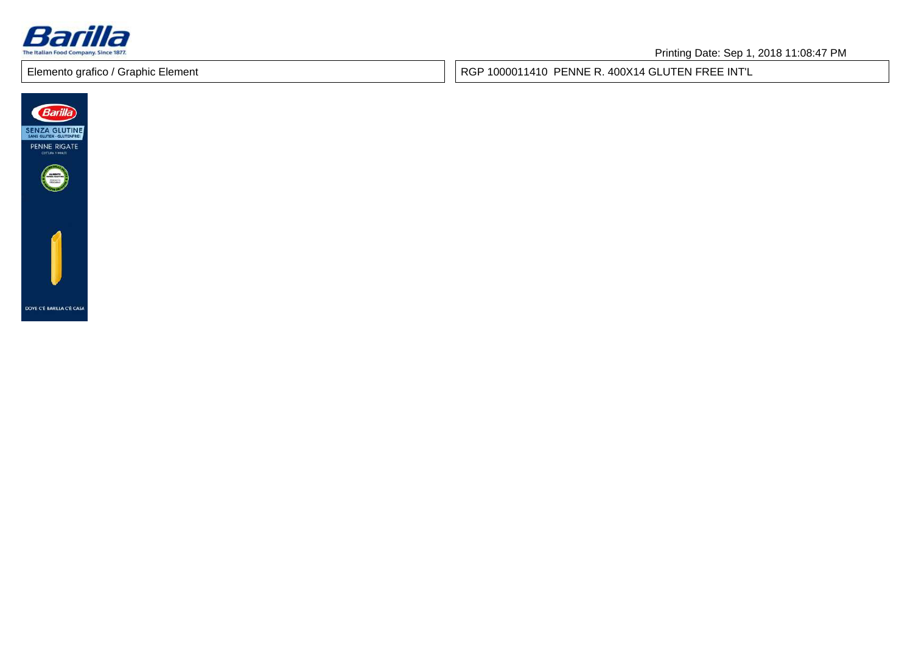Printing Date: Sep 1, 2018 11:08:47 PM

| Elemento grafico / Graphic Element | RGP 1000011410 PENNE R. 400X14 GLUTEN FREE INT'L |
|---|---|

Barilla

SENZA GLUTINE
SANS GLUTEN · GLUTENFREI

PENNE RIGATE
COTTURA 9 MINUTI

DOVE C'È BARILLA C'È CASA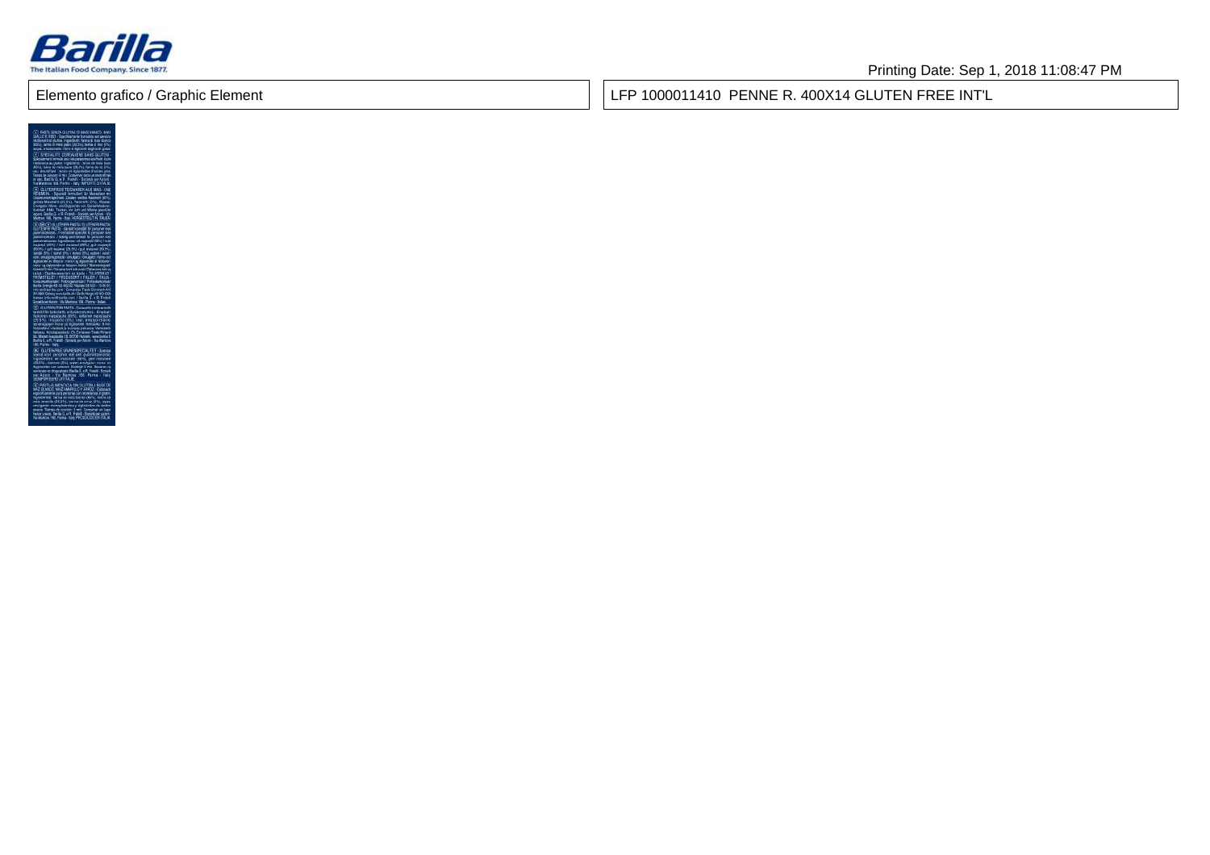Elemento grafico / Graphic Element

LFP 1000011410 PENNE R. 400X14 GLUTEN FREE INT'L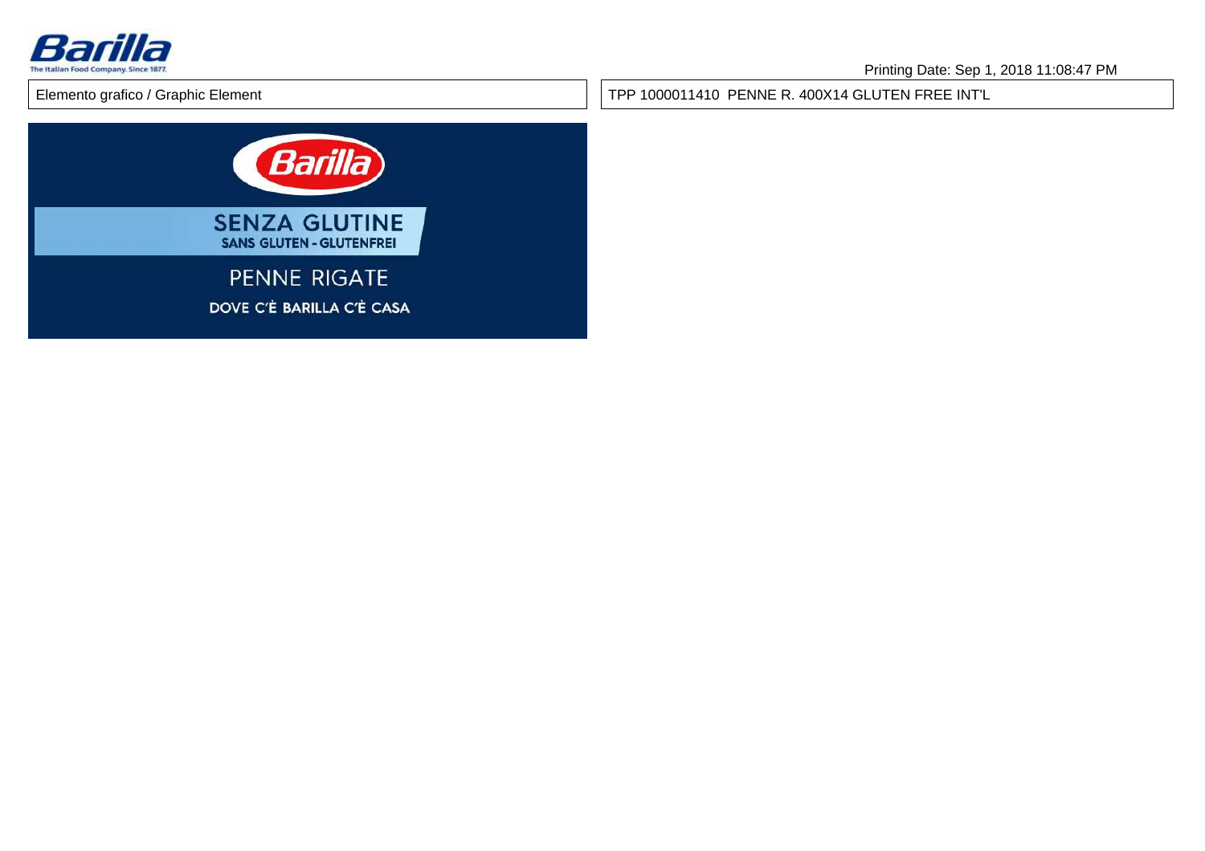Elemento grafico / Graphic Element

TPP 1000011410 PENNE R. 400X14 GLUTEN FREE INT'L

Barilla

SENZA GLUTINE
SANS GLUTEN - GLUTENFREI

PENNE RIGATE

DOVE C'È BARILLA C'È CASA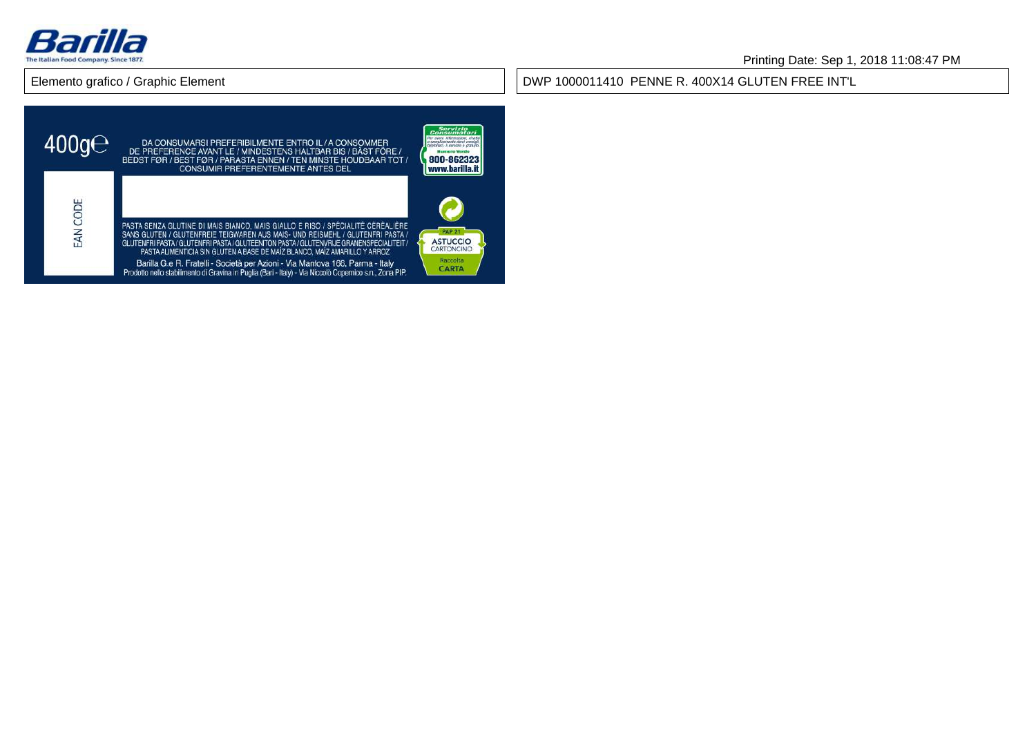Elemento grafico / Graphic Element

DWP 1000011410 PENNE R. 400X14 GLUTEN FREE INT'L

400g℮

DA CONSUMARSI PREFERIBILMENTE ENTRO IL / A CONSOMMER DE PREFERENCE AVANT LE / MINDESTENS HALTBAR BIS / BÄST FÖRE / BEDST FØR / BEST FØR / PARASTA ENNEN / TEN MINSTE HOUDBAAR TOT / CONSUMIR PREFERENTEMENTE ANTES DEL

Servizio Consumatori
Per avere informazioni, ricette o semplicemente darci consigli, telefonaci. Il servizio è gratuito.
Numero Verde
800-862323
www.barilla.it

EAN CODE

PASTA SENZA GLUTINE DI MAIS BIANCO, MAIS GIALLO E RISO / SPÉCIALITÉ CÉRÉALIÈRE SANS GLUTEN / GLUTENFREIE TEIGWAREN AUS MAIS- UND REISMEHL / GLUTENFRI PASTA / GLUTENFRI PASTA / GLUTENFRI PASTA / GLUTEENITON PASTA / GLUTENVRIJE GRANENSPECIALITEIT / PASTA ALIMENTICIA SIN GLUTEN A BASE DE MAÍZ BLANCO, MAÍZ AMARILLO Y ARROZ

Barilla G.e R. Fratelli - Società per Azioni - Via Mantova 166, Parma - Italy
Prodotto nello stabilimento di Gravina in Puglia (Bari - Italy) - Via Niccolò Copernico s.n., Zona PIP.

PAP 21
ASTUCCIO
CARTONCINO
Raccolta
CARTA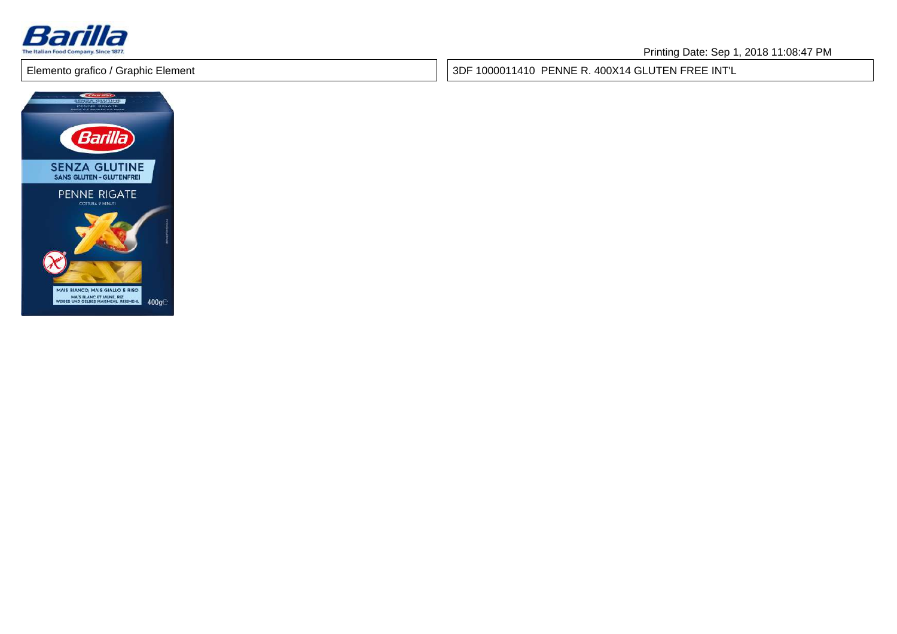Printing Date: Sep 1, 2018 11:08:47 PM

| Elemento grafico / Graphic Element | 3DF 1000011410 PENNE R. 400X14 GLUTEN FREE INT'L |
|---|---|